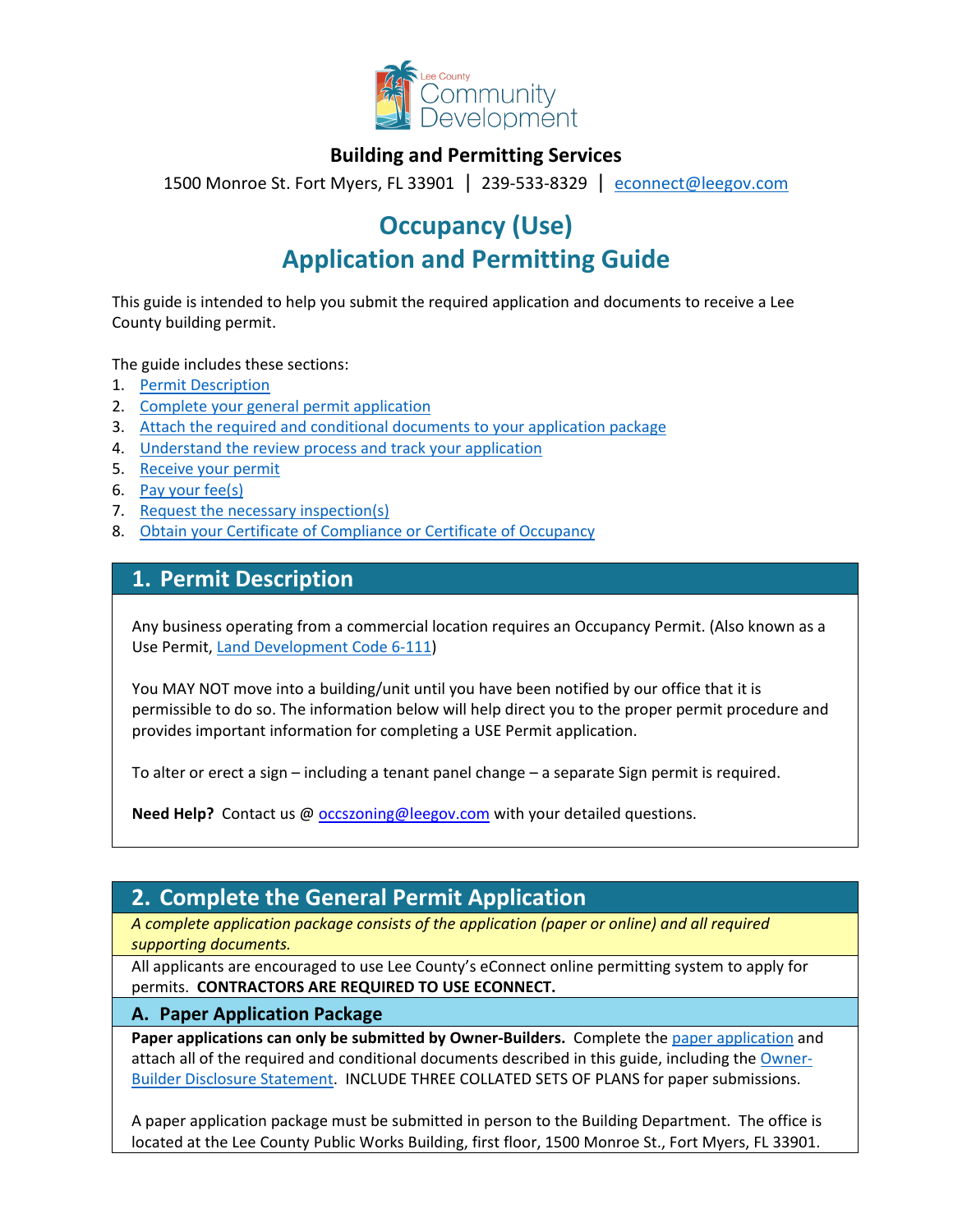Lee County Community Development

**Building and Permitting Services**

1500 Monroe St. Fort Myers, FL 33901 | 239-533-8329 | econnect@leegov.com

# Occupancy (Use) Application and Permitting Guide

This guide is intended to help you submit the required application and documents to receive a Lee County building permit.

The guide includes these sections:

1. Permit Description
2. Complete your general permit application
3. Attach the required and conditional documents to your application package
4. Understand the review process and track your application
5. Receive your permit
6. Pay your fee(s)
7. Request the necessary inspection(s)
8. Obtain your Certificate of Compliance or Certificate of Occupancy

## 1. Permit Description

Any business operating from a commercial location requires an Occupancy Permit. (Also known as a Use Permit, Land Development Code 6-111)

You MAY NOT move into a building/unit until you have been notified by our office that it is permissible to do so. The information below will help direct you to the proper permit procedure and provides important information for completing a USE Permit application.

To alter or erect a sign – including a tenant panel change – a separate Sign permit is required.

**Need Help?** Contact us @ occszoning@leegov.com with your detailed questions.

## 2. Complete the General Permit Application

*A complete application package consists of the application (paper or online) and all required supporting documents.*

All applicants are encouraged to use Lee County's eConnect online permitting system to apply for permits. **CONTRACTORS ARE REQUIRED TO USE ECONNECT.**

### A. Paper Application Package

**Paper applications can only be submitted by Owner-Builders.** Complete the paper application and attach all of the required and conditional documents described in this guide, including the Owner-Builder Disclosure Statement. INCLUDE THREE COLLATED SETS OF PLANS for paper submissions.

A paper application package must be submitted in person to the Building Department. The office is located at the Lee County Public Works Building, first floor, 1500 Monroe St., Fort Myers, FL 33901.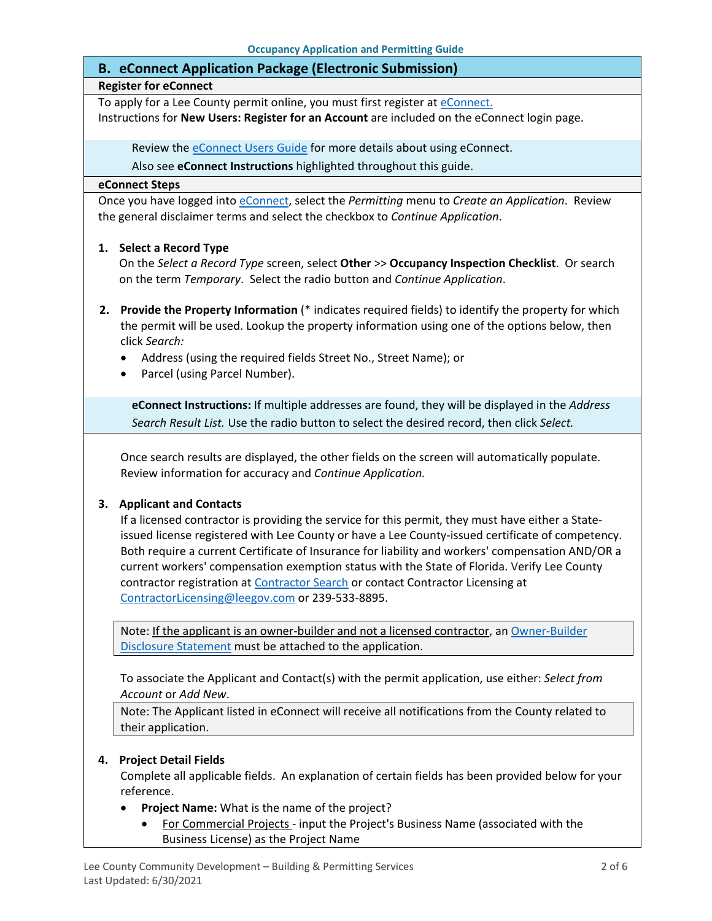## B. eConnect Application Package (Electronic Submission)

### Register for eConnect

To apply for a Lee County permit online, you must first register at eConnect.
Instructions for **New Users: Register for an Account** are included on the eConnect login page.

> Review the eConnect Users Guide for more details about using eConnect.
> Also see **eConnect Instructions** highlighted throughout this guide.

### eConnect Steps

Once you have logged into eConnect, select the *Permitting* menu to *Create an Application*. Review the general disclaimer terms and select the checkbox to *Continue Application*.

1. **Select a Record Type**
   On the *Select a Record Type* screen, select **Other** >> **Occupancy Inspection Checklist**. Or search on the term *Temporary*. Select the radio button and *Continue Application*.

2. **Provide the Property Information** (* indicates required fields) to identify the property for which the permit will be used. Lookup the property information using one of the options below, then click *Search:*
   - Address (using the required fields Street No., Street Name); or
   - Parcel (using Parcel Number).

   > **eConnect Instructions:** If multiple addresses are found, they will be displayed in the *Address Search Result List.* Use the radio button to select the desired record, then click *Select.*

   Once search results are displayed, the other fields on the screen will automatically populate. Review information for accuracy and *Continue Application.*

3. **Applicant and Contacts**
   If a licensed contractor is providing the service for this permit, they must have either a State-issued license registered with Lee County or have a Lee County-issued certificate of competency. Both require a current Certificate of Insurance for liability and workers' compensation AND/OR a current workers' compensation exemption status with the State of Florida. Verify Lee County contractor registration at Contractor Search or contact Contractor Licensing at ContractorLicensing@leegov.com or 239-533-8895.

   > Note: If the applicant is an owner-builder and not a licensed contractor, an Owner-Builder Disclosure Statement must be attached to the application.

   To associate the Applicant and Contact(s) with the permit application, use either: *Select from Account* or *Add New*.

   > Note: The Applicant listed in eConnect will receive all notifications from the County related to their application.

4. **Project Detail Fields**
   Complete all applicable fields. An explanation of certain fields has been provided below for your reference.
   - **Project Name:** What is the name of the project?
     - For Commercial Projects - input the Project's Business Name (associated with the Business License) as the Project Name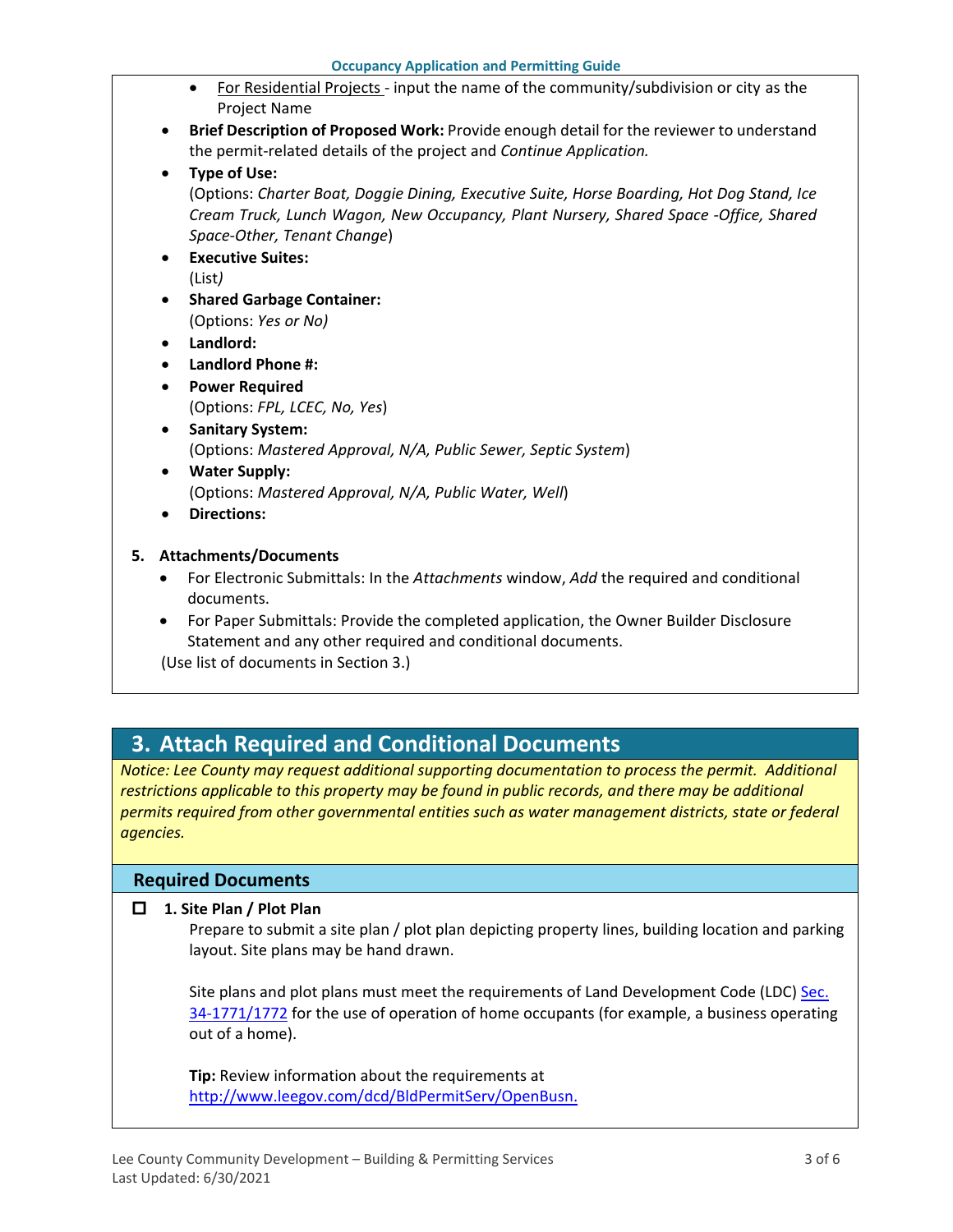- For Residential Projects - input the name of the community/subdivision or city as the Project Name
- **Brief Description of Proposed Work:** Provide enough detail for the reviewer to understand the permit-related details of the project and *Continue Application.*
- **Type of Use:**
  (Options: *Charter Boat, Doggie Dining, Executive Suite, Horse Boarding, Hot Dog Stand, Ice Cream Truck, Lunch Wagon, New Occupancy, Plant Nursery, Shared Space -Office, Shared Space-Other, Tenant Change*)
- **Executive Suites:**
  (List*)*
- **Shared Garbage Container:**
  (Options: *Yes or No)*
- **Landlord:**
- **Landlord Phone #:**
- **Power Required**
  (Options: *FPL, LCEC, No, Yes*)
- **Sanitary System:**
  (Options: *Mastered Approval, N/A, Public Sewer, Septic System*)
- **Water Supply:**
  (Options: *Mastered Approval, N/A, Public Water, Well*)
- **Directions:**

5. **Attachments/Documents**
   - For Electronic Submittals: In the *Attachments* window, *Add* the required and conditional documents.
   - For Paper Submittals: Provide the completed application, the Owner Builder Disclosure Statement and any other required and conditional documents.

   (Use list of documents in Section 3.)

## 3. Attach Required and Conditional Documents

*Notice: Lee County may request additional supporting documentation to process the permit. Additional restrictions applicable to this property may be found in public records, and there may be additional permits required from other governmental entities such as water management districts, state or federal agencies.*

### Required Documents

☐ **1. Site Plan / Plot Plan**

Prepare to submit a site plan / plot plan depicting property lines, building location and parking layout. Site plans may be hand drawn.

Site plans and plot plans must meet the requirements of Land Development Code (LDC) Sec. 34-1771/1772 for the use of operation of home occupants (for example, a business operating out of a home).

**Tip:** Review information about the requirements at http://www.leegov.com/dcd/BldPermitServ/OpenBusn.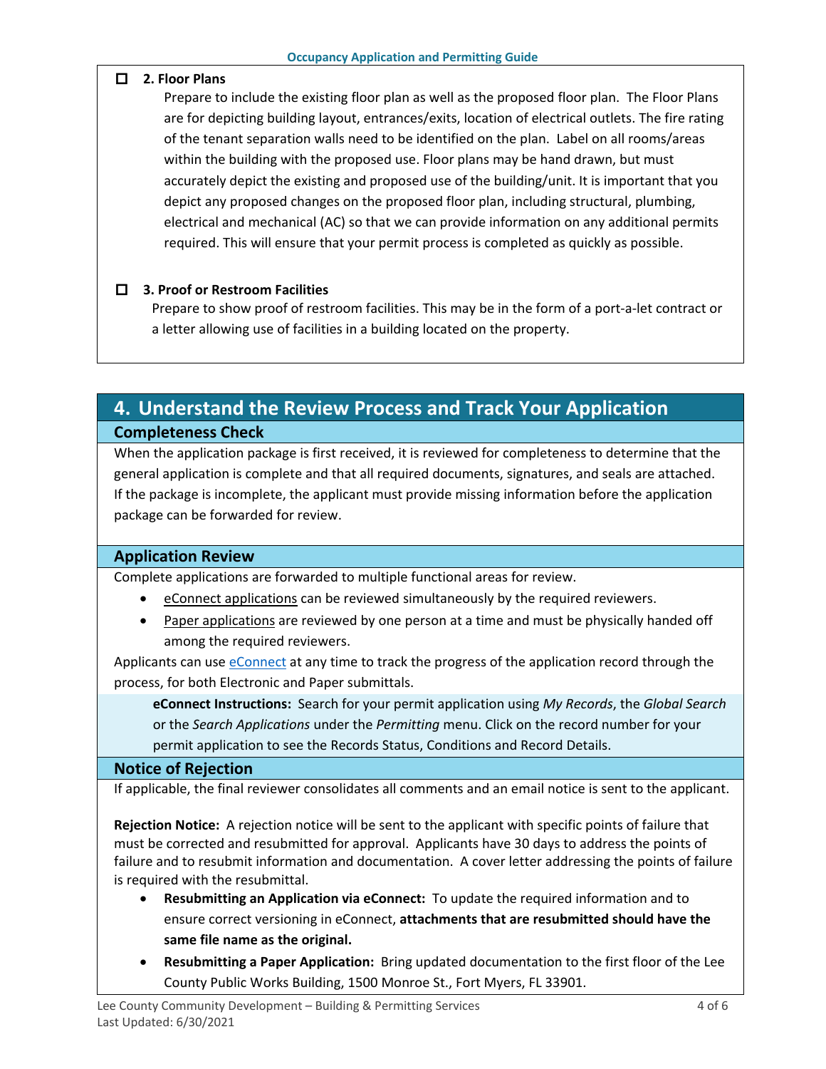- ☐ **2. Floor Plans**

  Prepare to include the existing floor plan as well as the proposed floor plan. The Floor Plans are for depicting building layout, entrances/exits, location of electrical outlets. The fire rating of the tenant separation walls need to be identified on the plan. Label on all rooms/areas within the building with the proposed use. Floor plans may be hand drawn, but must accurately depict the existing and proposed use of the building/unit. It is important that you depict any proposed changes on the proposed floor plan, including structural, plumbing, electrical and mechanical (AC) so that we can provide information on any additional permits required. This will ensure that your permit process is completed as quickly as possible.

- ☐ **3. Proof or Restroom Facilities**

  Prepare to show proof of restroom facilities. This may be in the form of a port-a-let contract or a letter allowing use of facilities in a building located on the property.

## 4. Understand the Review Process and Track Your Application

### Completeness Check

When the application package is first received, it is reviewed for completeness to determine that the general application is complete and that all required documents, signatures, and seals are attached. If the package is incomplete, the applicant must provide missing information before the application package can be forwarded for review.

### Application Review

Complete applications are forwarded to multiple functional areas for review.

- eConnect applications can be reviewed simultaneously by the required reviewers.
- Paper applications are reviewed by one person at a time and must be physically handed off among the required reviewers.

Applicants can use eConnect at any time to track the progress of the application record through the process, for both Electronic and Paper submittals.

> **eConnect Instructions:** Search for your permit application using *My Records*, the *Global Search* or the *Search Applications* under the *Permitting* menu. Click on the record number for your permit application to see the Records Status, Conditions and Record Details.

### Notice of Rejection

If applicable, the final reviewer consolidates all comments and an email notice is sent to the applicant.

**Rejection Notice:** A rejection notice will be sent to the applicant with specific points of failure that must be corrected and resubmitted for approval. Applicants have 30 days to address the points of failure and to resubmit information and documentation. A cover letter addressing the points of failure is required with the resubmittal.

- **Resubmitting an Application via eConnect:** To update the required information and to ensure correct versioning in eConnect, **attachments that are resubmitted should have the same file name as the original.**
- **Resubmitting a Paper Application:** Bring updated documentation to the first floor of the Lee County Public Works Building, 1500 Monroe St., Fort Myers, FL 33901.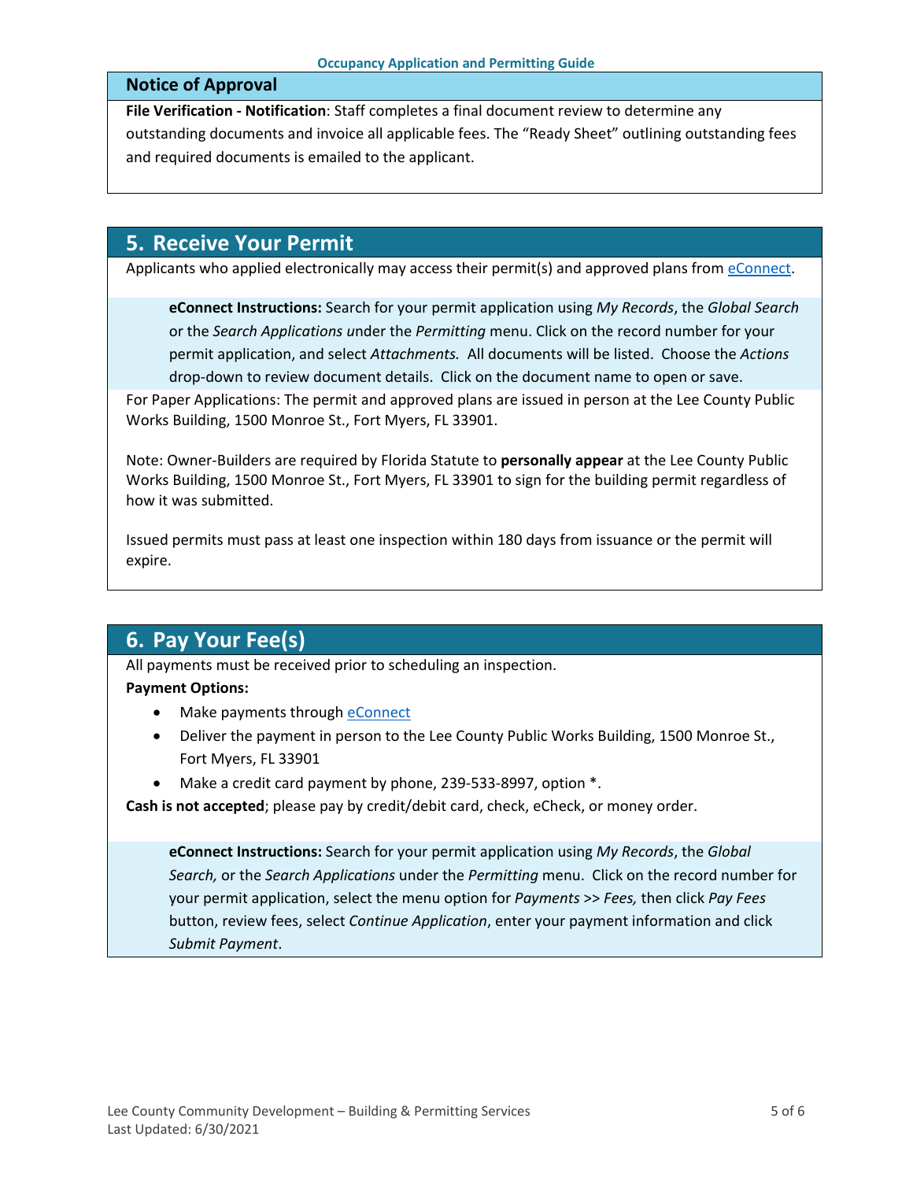## Notice of Approval

**File Verification - Notification**: Staff completes a final document review to determine any outstanding documents and invoice all applicable fees. The "Ready Sheet" outlining outstanding fees and required documents is emailed to the applicant.

## 5. Receive Your Permit

Applicants who applied electronically may access their permit(s) and approved plans from eConnect.

> **eConnect Instructions:** Search for your permit application using *My Records*, the *Global Search* or the *Search Applications* under the *Permitting* menu. Click on the record number for your permit application, and select *Attachments.* All documents will be listed. Choose the *Actions* drop-down to review document details. Click on the document name to open or save.

For Paper Applications: The permit and approved plans are issued in person at the Lee County Public Works Building, 1500 Monroe St., Fort Myers, FL 33901.

Note: Owner-Builders are required by Florida Statute to **personally appear** at the Lee County Public Works Building, 1500 Monroe St., Fort Myers, FL 33901 to sign for the building permit regardless of how it was submitted.

Issued permits must pass at least one inspection within 180 days from issuance or the permit will expire.

## 6. Pay Your Fee(s)

All payments must be received prior to scheduling an inspection.

**Payment Options:**

- Make payments through eConnect
- Deliver the payment in person to the Lee County Public Works Building, 1500 Monroe St., Fort Myers, FL 33901
- Make a credit card payment by phone, 239-533-8997, option *.

**Cash is not accepted**; please pay by credit/debit card, check, eCheck, or money order.

> **eConnect Instructions:** Search for your permit application using *My Records*, the *Global Search,* or the *Search Applications* under the *Permitting* menu. Click on the record number for your permit application, select the menu option for *Payments* >> *Fees,* then click *Pay Fees* button, review fees, select *Continue Application*, enter your payment information and click *Submit Payment*.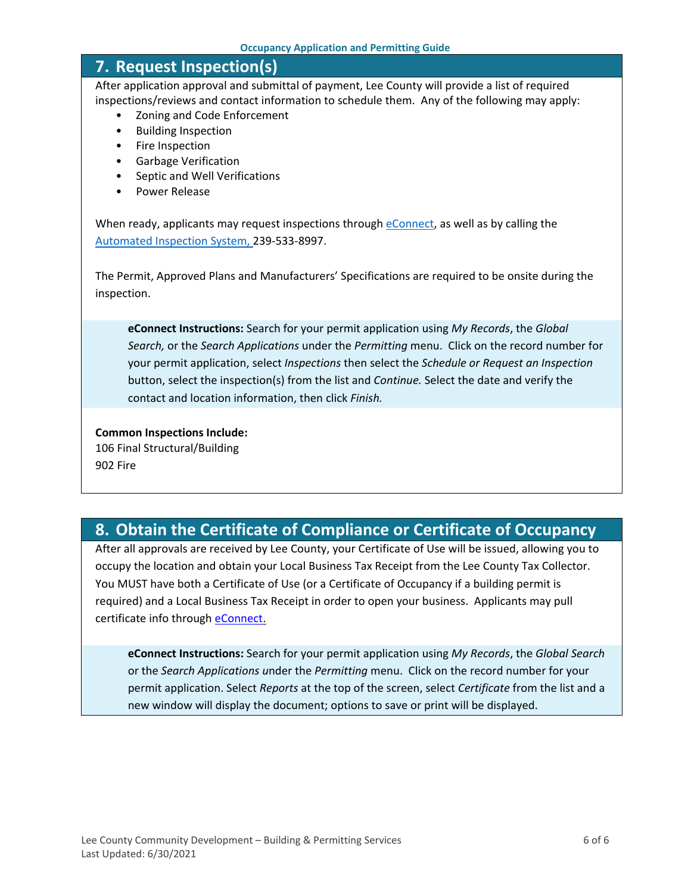## 7. Request Inspection(s)

After application approval and submittal of payment, Lee County will provide a list of required inspections/reviews and contact information to schedule them. Any of the following may apply:

- Zoning and Code Enforcement
- Building Inspection
- Fire Inspection
- Garbage Verification
- Septic and Well Verifications
- Power Release

When ready, applicants may request inspections through eConnect, as well as by calling the Automated Inspection System, 239-533-8997.

The Permit, Approved Plans and Manufacturers' Specifications are required to be onsite during the inspection.

> **eConnect Instructions:** Search for your permit application using *My Records*, the *Global Search,* or the *Search Applications* under the *Permitting* menu. Click on the record number for your permit application, select *Inspections* then select the *Schedule or Request an Inspection* button, select the inspection(s) from the list and *Continue.* Select the date and verify the contact and location information, then click *Finish.*

**Common Inspections Include:**
106 Final Structural/Building
902 Fire

## 8. Obtain the Certificate of Compliance or Certificate of Occupancy

After all approvals are received by Lee County, your Certificate of Use will be issued, allowing you to occupy the location and obtain your Local Business Tax Receipt from the Lee County Tax Collector. You MUST have both a Certificate of Use (or a Certificate of Occupancy if a building permit is required) and a Local Business Tax Receipt in order to open your business. Applicants may pull certificate info through eConnect.

> **eConnect Instructions:** Search for your permit application using *My Records*, the *Global Search* or the *Search Applications* under the *Permitting* menu. Click on the record number for your permit application. Select *Reports* at the top of the screen, select *Certificate* from the list and a new window will display the document; options to save or print will be displayed.

Lee County Community Development – Building & Permitting Services
Last Updated: 6/30/2021